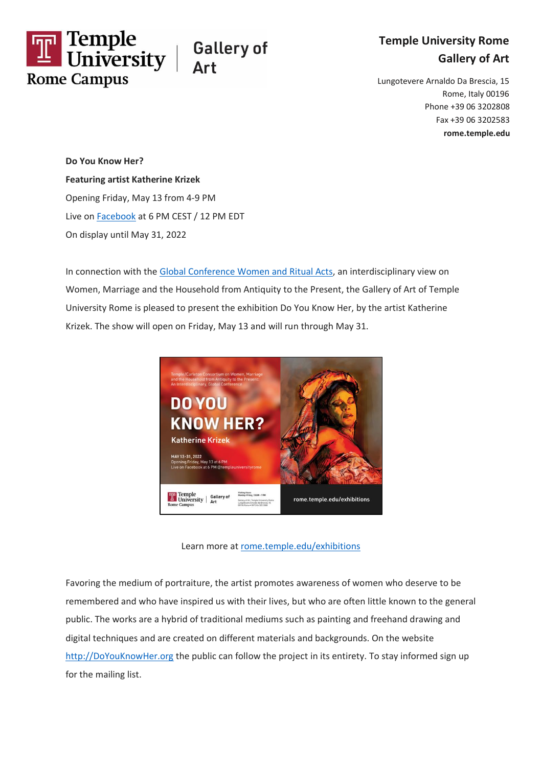Temple University Rome Campus | Gallery of Art

**Temple University Rome Gallery of Art**

Lungotevere Arnaldo Da Brescia, 15
Rome, Italy 00196
Phone +39 06 3202808
Fax +39 06 3202583
**rome.temple.edu**

**Do You Know Her?**

**Featuring artist Katherine Krizek**

Opening Friday, May 13 from 4-9 PM

Live on Facebook at 6 PM CEST / 12 PM EDT

On display until May 31, 2022

In connection with the Global Conference Women and Ritual Acts, an interdisciplinary view on Women, Marriage and the Household from Antiquity to the Present, the Gallery of Art of Temple University Rome is pleased to present the exhibition Do You Know Her, by the artist Katherine Krizek. The show will open on Friday, May 13 and will run through May 31.

Learn more at rome.temple.edu/exhibitions

Favoring the medium of portraiture, the artist promotes awareness of women who deserve to be remembered and who have inspired us with their lives, but who are often little known to the general public. The works are a hybrid of traditional mediums such as painting and freehand drawing and digital techniques and are created on different materials and backgrounds. On the website http://DoYouKnowHer.org the public can follow the project in its entirety. To stay informed sign up for the mailing list.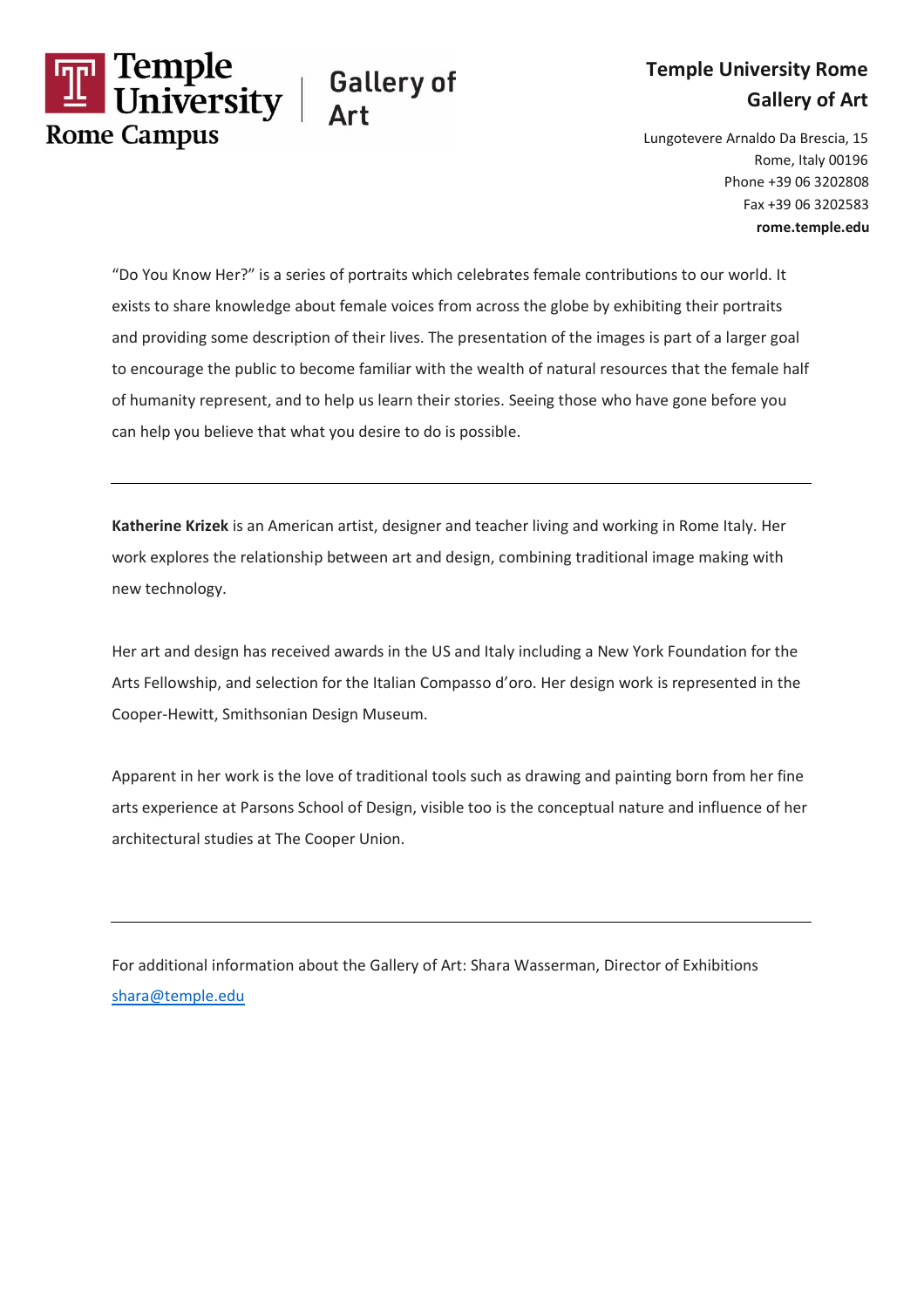**Temple University Rome**
**Gallery of Art**

Lungotevere Arnaldo Da Brescia, 15
Rome, Italy 00196
Phone +39 06 3202808
Fax +39 06 3202583
**rome.temple.edu**

"Do You Know Her?" is a series of portraits which celebrates female contributions to our world. It exists to share knowledge about female voices from across the globe by exhibiting their portraits and providing some description of their lives. The presentation of the images is part of a larger goal to encourage the public to become familiar with the wealth of natural resources that the female half of humanity represent, and to help us learn their stories. Seeing those who have gone before you can help you believe that what you desire to do is possible.

---

**Katherine Krizek** is an American artist, designer and teacher living and working in Rome Italy. Her work explores the relationship between art and design, combining traditional image making with new technology.

Her art and design has received awards in the US and Italy including a New York Foundation for the Arts Fellowship, and selection for the Italian Compasso d'oro. Her design work is represented in the Cooper-Hewitt, Smithsonian Design Museum.

Apparent in her work is the love of traditional tools such as drawing and painting born from her fine arts experience at Parsons School of Design, visible too is the conceptual nature and influence of her architectural studies at The Cooper Union.

---

For additional information about the Gallery of Art: Shara Wasserman, Director of Exhibitions
shara@temple.edu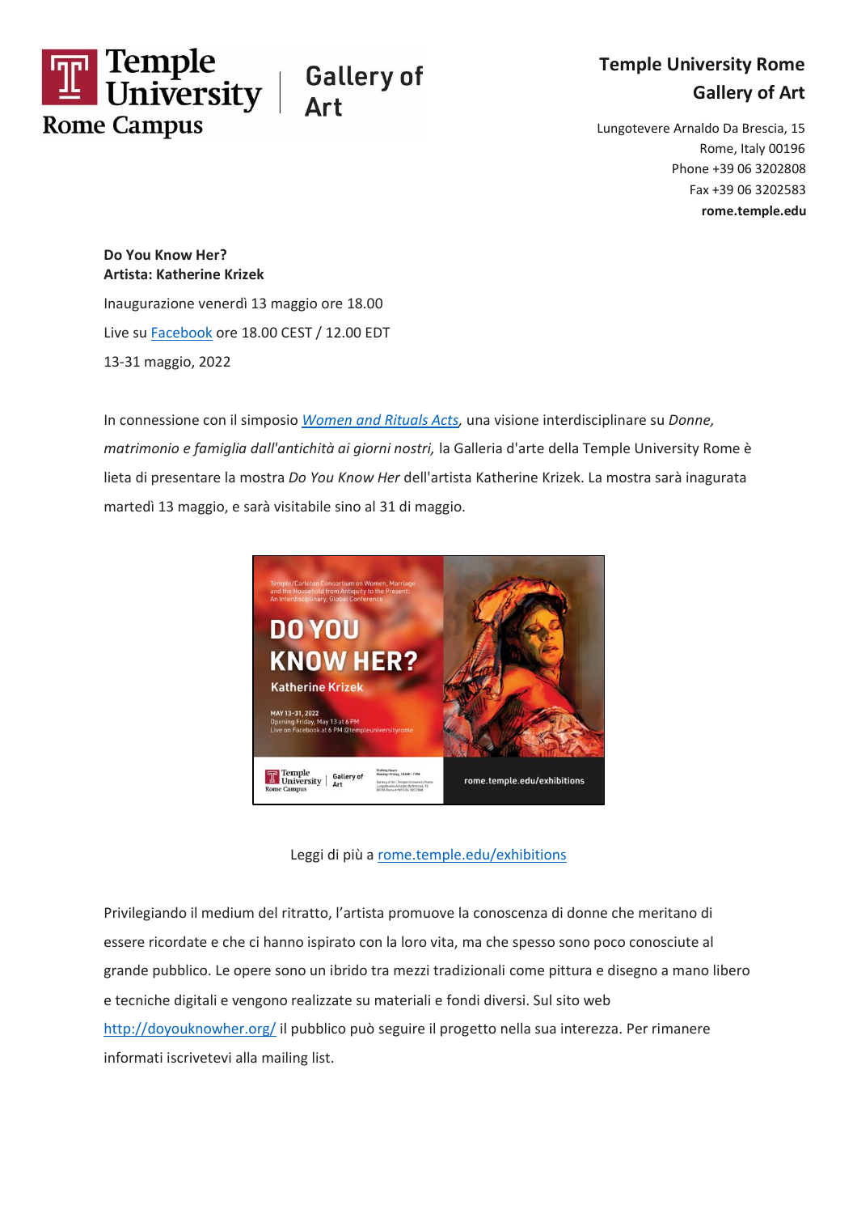Temple University Rome Campus | Gallery of Art

**Temple University Rome Gallery of Art**

Lungotevere Arnaldo Da Brescia, 15
Rome, Italy 00196
Phone +39 06 3202808
Fax +39 06 3202583
**rome.temple.edu**

**Do You Know Her?**
**Artista: Katherine Krizek**

Inaugurazione venerdì 13 maggio ore 18.00

Live su Facebook ore 18.00 CEST / 12.00 EDT

13-31 maggio, 2022

In connessione con il simposio *Women and Rituals Acts*, una visione interdisciplinare su *Donne, matrimonio e famiglia dall'antichità ai giorni nostri,* la Galleria d'arte della Temple University Rome è lieta di presentare la mostra *Do You Know Her* dell'artista Katherine Krizek. La mostra sarà inaugurata martedì 13 maggio, e sarà visitabile sino al 31 di maggio.

Leggi di più a rome.temple.edu/exhibitions

Privilegiando il medium del ritratto, l'artista promuove la conoscenza di donne che meritano di essere ricordate e che ci hanno ispirato con la loro vita, ma che spesso sono poco conosciute al grande pubblico. Le opere sono un ibrido tra mezzi tradizionali come pittura e disegno a mano libero e tecniche digitali e vengono realizzate su materiali e fondi diversi. Sul sito web http://doyouknowher.org/ il pubblico può seguire il progetto nella sua interezza. Per rimanere informati iscrivetevi alla mailing list.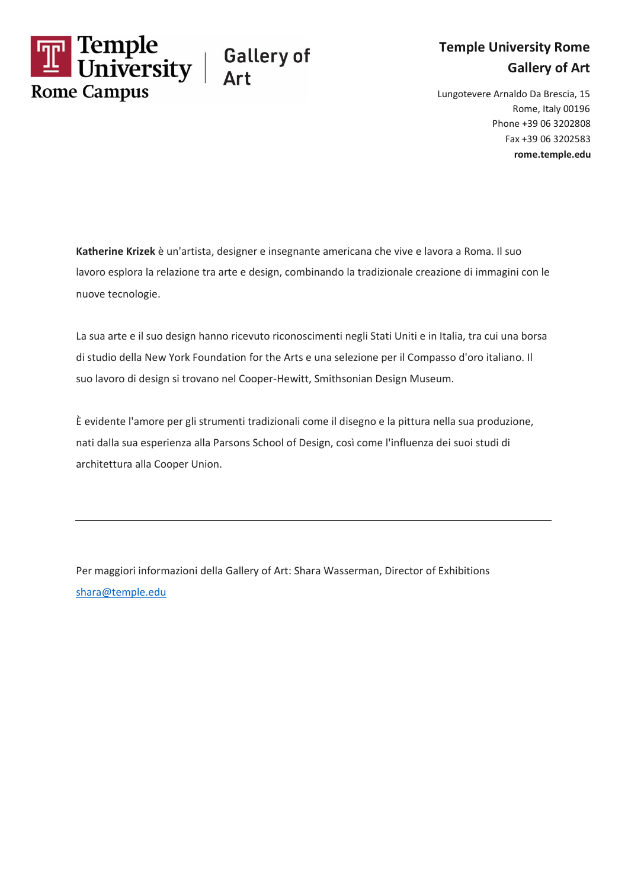Temple University Rome Campus | Gallery of Art

**Temple University Rome**
**Gallery of Art**

Lungotevere Arnaldo Da Brescia, 15
Rome, Italy 00196
Phone +39 06 3202808
Fax +39 06 3202583
**rome.temple.edu**

**Katherine Krizek** è un'artista, designer e insegnante americana che vive e lavora a Roma. Il suo lavoro esplora la relazione tra arte e design, combinando la tradizionale creazione di immagini con le nuove tecnologie.

La sua arte e il suo design hanno ricevuto riconoscimenti negli Stati Uniti e in Italia, tra cui una borsa di studio della New York Foundation for the Arts e una selezione per il Compasso d'oro italiano. Il suo lavoro di design si trovano nel Cooper-Hewitt, Smithsonian Design Museum.

È evidente l'amore per gli strumenti tradizionali come il disegno e la pittura nella sua produzione, nati dalla sua esperienza alla Parsons School of Design, così come l'influenza dei suoi studi di architettura alla Cooper Union.

---

Per maggiori informazioni della Gallery of Art: Shara Wasserman, Director of Exhibitions
[shara@temple.edu](mailto:shara@temple.edu)